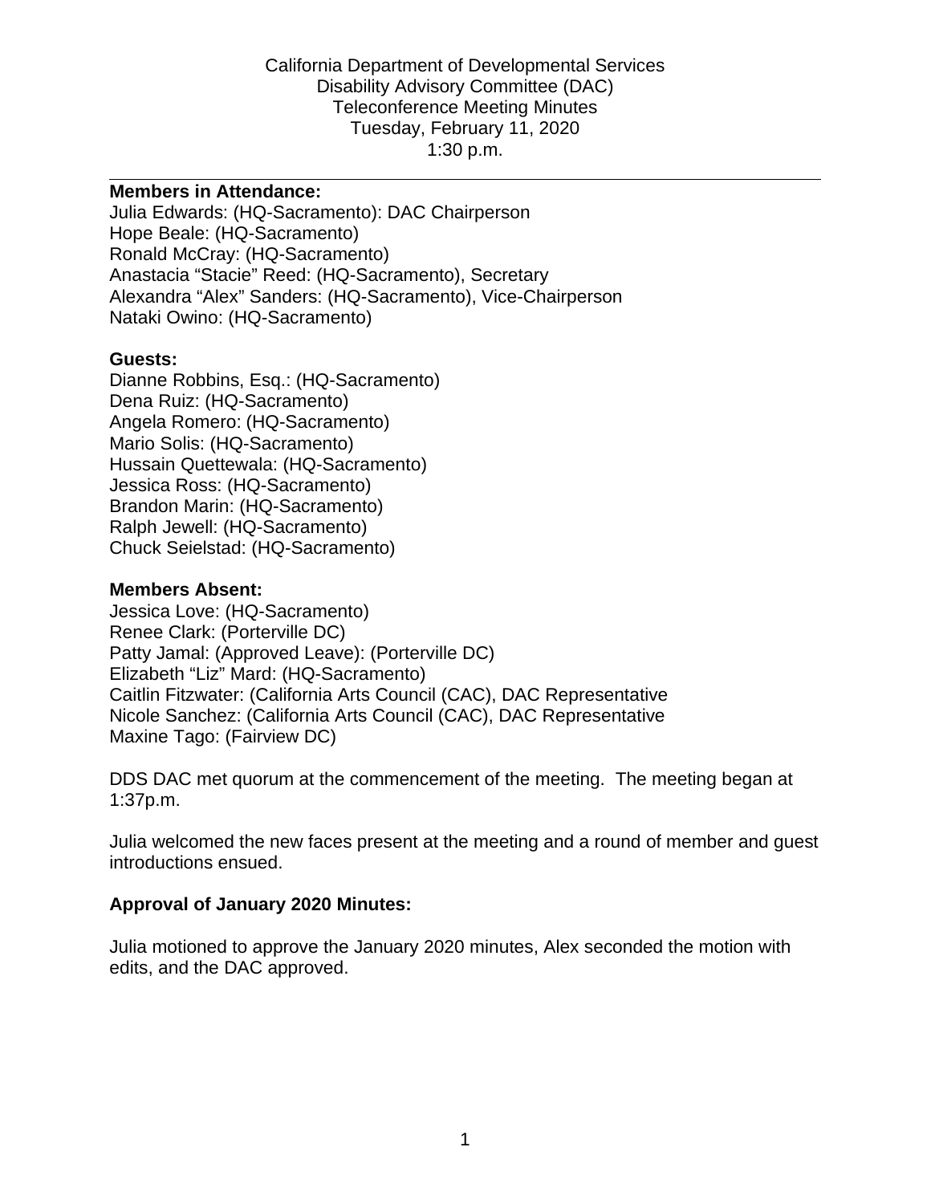California Department of Developmental Services
Disability Advisory Committee (DAC)
Teleconference Meeting Minutes
Tuesday, February 11, 2020
1:30 p.m.

---

**Members in Attendance:**
Julia Edwards: (HQ-Sacramento): DAC Chairperson
Hope Beale: (HQ-Sacramento)
Ronald McCray: (HQ-Sacramento)
Anastacia "Stacie" Reed: (HQ-Sacramento), Secretary
Alexandra "Alex" Sanders: (HQ-Sacramento), Vice-Chairperson
Nataki Owino: (HQ-Sacramento)

**Guests:**
Dianne Robbins, Esq.: (HQ-Sacramento)
Dena Ruiz: (HQ-Sacramento)
Angela Romero: (HQ-Sacramento)
Mario Solis: (HQ-Sacramento)
Hussain Quettewala: (HQ-Sacramento)
Jessica Ross: (HQ-Sacramento)
Brandon Marin: (HQ-Sacramento)
Ralph Jewell: (HQ-Sacramento)
Chuck Seielstad: (HQ-Sacramento)

**Members Absent:**
Jessica Love: (HQ-Sacramento)
Renee Clark: (Porterville DC)
Patty Jamal: (Approved Leave): (Porterville DC)
Elizabeth "Liz" Mard: (HQ-Sacramento)
Caitlin Fitzwater: (California Arts Council (CAC), DAC Representative
Nicole Sanchez: (California Arts Council (CAC), DAC Representative
Maxine Tago: (Fairview DC)

DDS DAC met quorum at the commencement of the meeting. The meeting began at 1:37p.m.

Julia welcomed the new faces present at the meeting and a round of member and guest introductions ensued.

**Approval of January 2020 Minutes:**

Julia motioned to approve the January 2020 minutes, Alex seconded the motion with edits, and the DAC approved.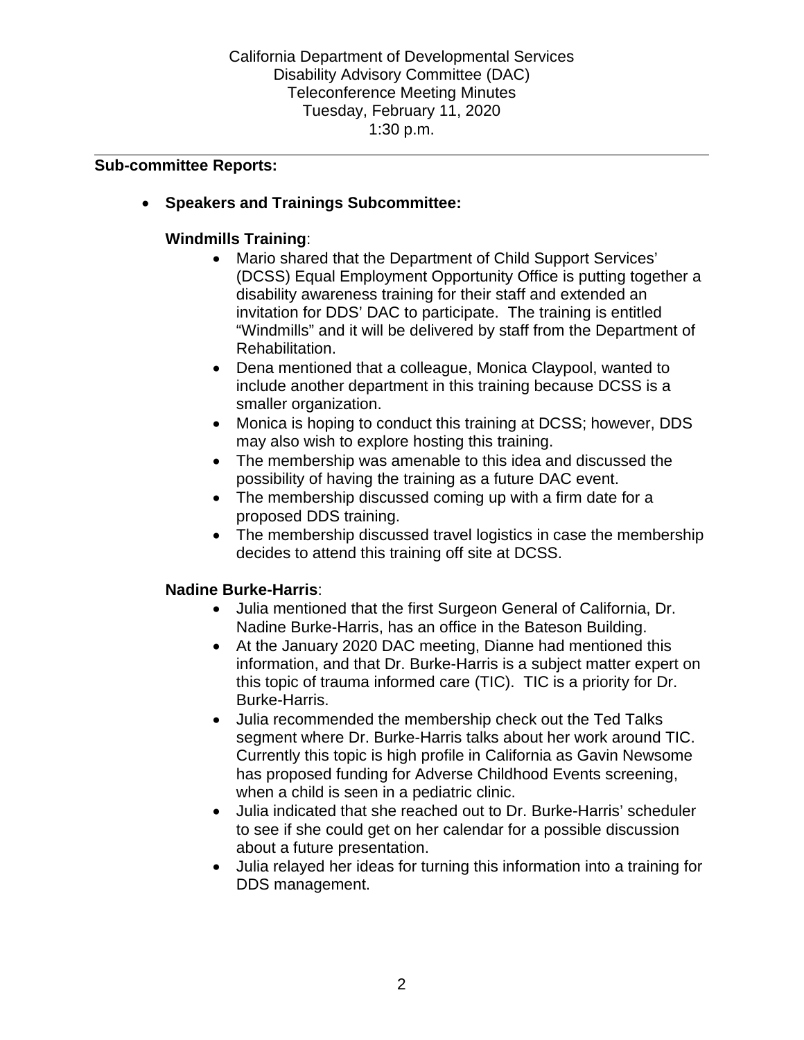California Department of Developmental Services
Disability Advisory Committee (DAC)
Teleconference Meeting Minutes
Tuesday, February 11, 2020
1:30 p.m.

---

**Sub-committee Reports:**

- **Speakers and Trainings Subcommittee:**

  **Windmills Training**:

  - Mario shared that the Department of Child Support Services' (DCSS) Equal Employment Opportunity Office is putting together a disability awareness training for their staff and extended an invitation for DDS' DAC to participate. The training is entitled "Windmills" and it will be delivered by staff from the Department of Rehabilitation.
  - Dena mentioned that a colleague, Monica Claypool, wanted to include another department in this training because DCSS is a smaller organization.
  - Monica is hoping to conduct this training at DCSS; however, DDS may also wish to explore hosting this training.
  - The membership was amenable to this idea and discussed the possibility of having the training as a future DAC event.
  - The membership discussed coming up with a firm date for a proposed DDS training.
  - The membership discussed travel logistics in case the membership decides to attend this training off site at DCSS.

  **Nadine Burke-Harris**:

  - Julia mentioned that the first Surgeon General of California, Dr. Nadine Burke-Harris, has an office in the Bateson Building.
  - At the January 2020 DAC meeting, Dianne had mentioned this information, and that Dr. Burke-Harris is a subject matter expert on this topic of trauma informed care (TIC). TIC is a priority for Dr. Burke-Harris.
  - Julia recommended the membership check out the Ted Talks segment where Dr. Burke-Harris talks about her work around TIC. Currently this topic is high profile in California as Gavin Newsome has proposed funding for Adverse Childhood Events screening, when a child is seen in a pediatric clinic.
  - Julia indicated that she reached out to Dr. Burke-Harris' scheduler to see if she could get on her calendar for a possible discussion about a future presentation.
  - Julia relayed her ideas for turning this information into a training for DDS management.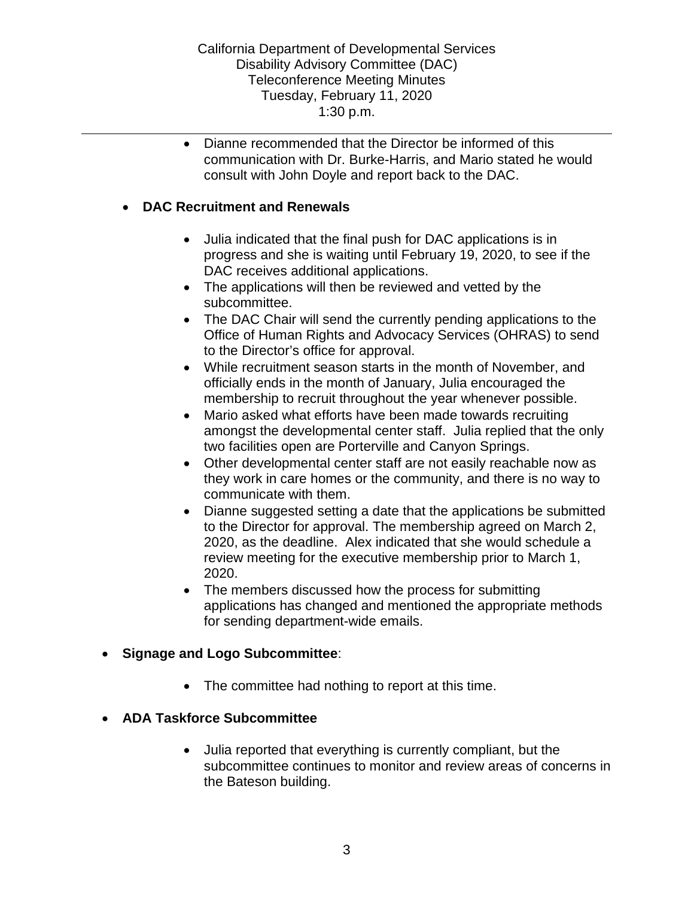- Dianne recommended that the Director be informed of this communication with Dr. Burke-Harris, and Mario stated he would consult with John Doyle and report back to the DAC.

- **DAC Recruitment and Renewals**

  - Julia indicated that the final push for DAC applications is in progress and she is waiting until February 19, 2020, to see if the DAC receives additional applications.
  - The applications will then be reviewed and vetted by the subcommittee.
  - The DAC Chair will send the currently pending applications to the Office of Human Rights and Advocacy Services (OHRAS) to send to the Director's office for approval.
  - While recruitment season starts in the month of November, and officially ends in the month of January, Julia encouraged the membership to recruit throughout the year whenever possible.
  - Mario asked what efforts have been made towards recruiting amongst the developmental center staff. Julia replied that the only two facilities open are Porterville and Canyon Springs.
  - Other developmental center staff are not easily reachable now as they work in care homes or the community, and there is no way to communicate with them.
  - Dianne suggested setting a date that the applications be submitted to the Director for approval. The membership agreed on March 2, 2020, as the deadline. Alex indicated that she would schedule a review meeting for the executive membership prior to March 1, 2020.
  - The members discussed how the process for submitting applications has changed and mentioned the appropriate methods for sending department-wide emails.

- **Signage and Logo Subcommittee**:

  - The committee had nothing to report at this time.

- **ADA Taskforce Subcommittee**

  - Julia reported that everything is currently compliant, but the subcommittee continues to monitor and review areas of concerns in the Bateson building.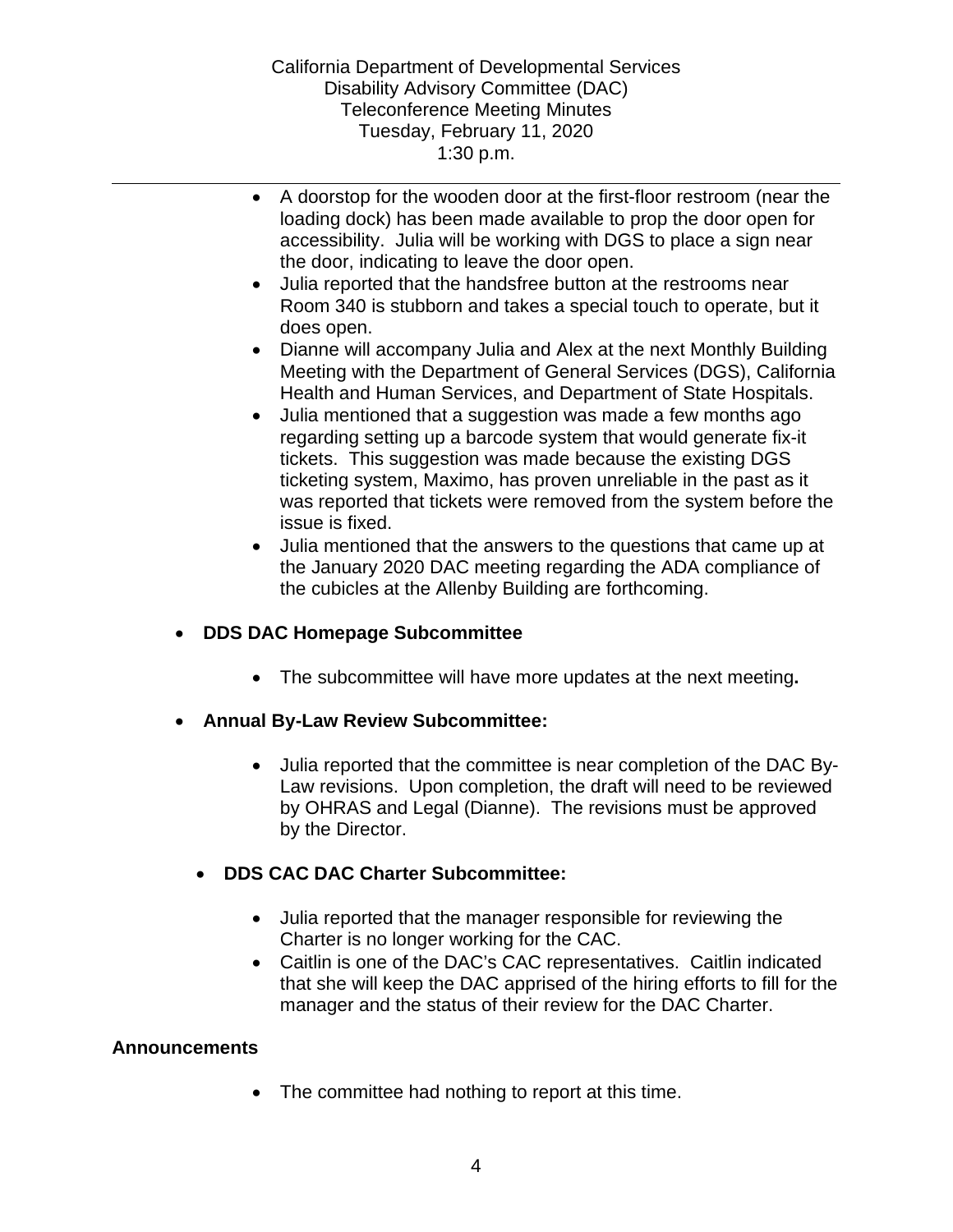- A doorstop for the wooden door at the first-floor restroom (near the loading dock) has been made available to prop the door open for accessibility. Julia will be working with DGS to place a sign near the door, indicating to leave the door open.
- Julia reported that the handsfree button at the restrooms near Room 340 is stubborn and takes a special touch to operate, but it does open.
- Dianne will accompany Julia and Alex at the next Monthly Building Meeting with the Department of General Services (DGS), California Health and Human Services, and Department of State Hospitals.
- Julia mentioned that a suggestion was made a few months ago regarding setting up a barcode system that would generate fix-it tickets. This suggestion was made because the existing DGS ticketing system, Maximo, has proven unreliable in the past as it was reported that tickets were removed from the system before the issue is fixed.
- Julia mentioned that the answers to the questions that came up at the January 2020 DAC meeting regarding the ADA compliance of the cubicles at the Allenby Building are forthcoming.

- **DDS DAC Homepage Subcommittee**

  - The subcommittee will have more updates at the next meeting**.**

- **Annual By-Law Review Subcommittee:**

  - Julia reported that the committee is near completion of the DAC By-Law revisions. Upon completion, the draft will need to be reviewed by OHRAS and Legal (Dianne). The revisions must be approved by the Director.

- **DDS CAC DAC Charter Subcommittee:**

  - Julia reported that the manager responsible for reviewing the Charter is no longer working for the CAC.
  - Caitlin is one of the DAC's CAC representatives. Caitlin indicated that she will keep the DAC apprised of the hiring efforts to fill for the manager and the status of their review for the DAC Charter.

**Announcements**

- The committee had nothing to report at this time.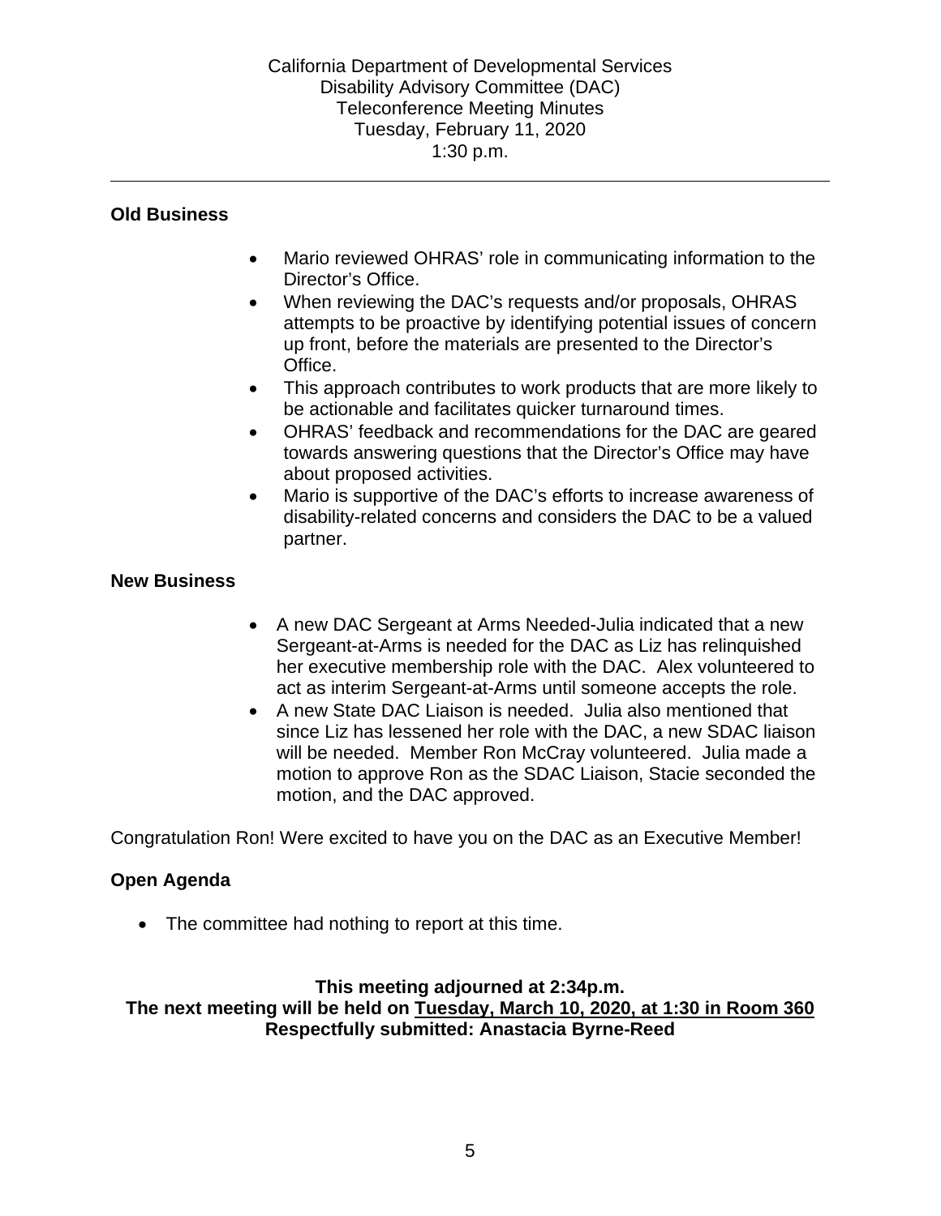California Department of Developmental Services
Disability Advisory Committee (DAC)
Teleconference Meeting Minutes
Tuesday, February 11, 2020
1:30 p.m.

---

### Old Business

- Mario reviewed OHRAS' role in communicating information to the Director's Office.
- When reviewing the DAC's requests and/or proposals, OHRAS attempts to be proactive by identifying potential issues of concern up front, before the materials are presented to the Director's Office.
- This approach contributes to work products that are more likely to be actionable and facilitates quicker turnaround times.
- OHRAS' feedback and recommendations for the DAC are geared towards answering questions that the Director's Office may have about proposed activities.
- Mario is supportive of the DAC's efforts to increase awareness of disability-related concerns and considers the DAC to be a valued partner.

### New Business

- A new DAC Sergeant at Arms Needed-Julia indicated that a new Sergeant-at-Arms is needed for the DAC as Liz has relinquished her executive membership role with the DAC. Alex volunteered to act as interim Sergeant-at-Arms until someone accepts the role.
- A new State DAC Liaison is needed. Julia also mentioned that since Liz has lessened her role with the DAC, a new SDAC liaison will be needed. Member Ron McCray volunteered. Julia made a motion to approve Ron as the SDAC Liaison, Stacie seconded the motion, and the DAC approved.

Congratulation Ron! Were excited to have you on the DAC as an Executive Member!

### Open Agenda

- The committee had nothing to report at this time.

**This meeting adjourned at 2:34p.m.**
**The next meeting will be held on Tuesday, March 10, 2020, at 1:30 in Room 360**
**Respectfully submitted: Anastacia Byrne-Reed**